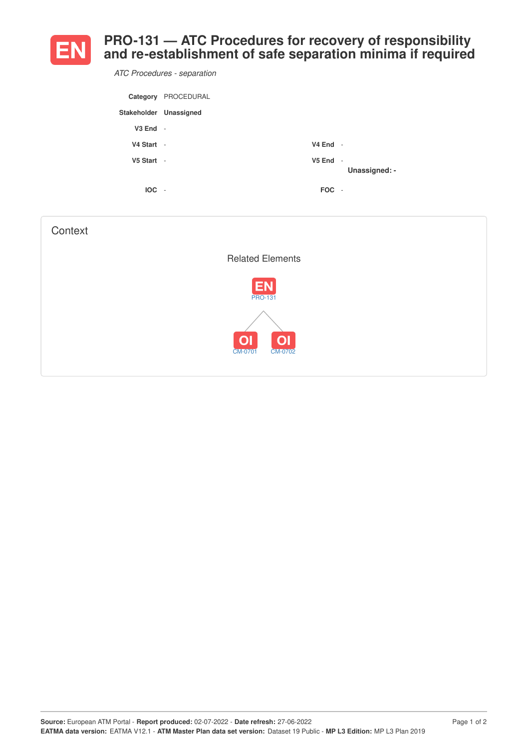# EN PRO-131 — ATC Procedures for recovery of responsibility and re-establishment of safe separation minima if required

*ATC Procedures - separation*

| | | | |
|---|---|---|---|
| **Category** | PROCEDURAL | | |
| **Stakeholder** | **Unassigned** | | |
| **V3 End** | - | | |
| **V4 Start** | - | **V4 End** | - |
| **V5 Start** | - | **V5 End** | - **Unassigned: -** |
| **IOC** | - | **FOC** | - |

## Context

### Related Elements

EN PRO-131

OI CM-0701

OI CM-0702

**Source:** European ATM Portal - **Report produced:** 02-07-2022 - **Date refresh:** 27-06-2022
**EATMA data version:** EATMA V12.1 - **ATM Master Plan data set version:** Dataset 19 Public - **MP L3 Edition:** MP L3 Plan 2019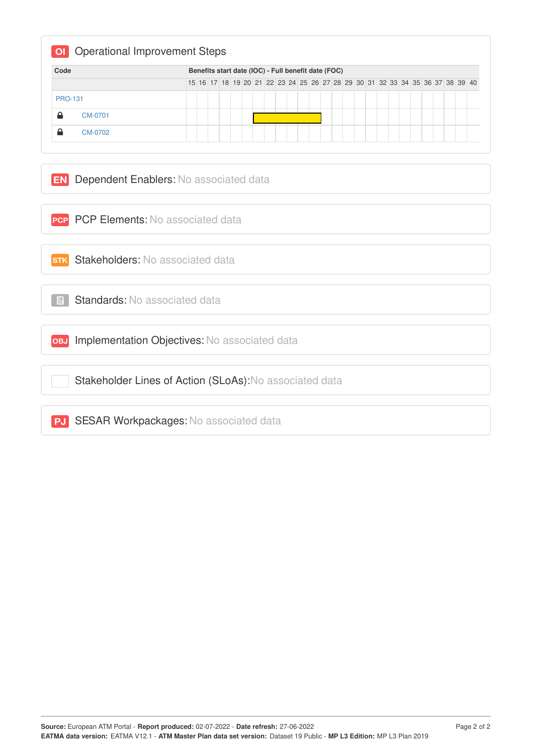## OI Operational Improvement Steps

| Code | Benefits start date (IOC) - Full benefit date (FOC) |
|---|---|
| | 15 16 17 18 19 20 21 22 23 24 25 26 27 28 29 30 31 32 33 34 35 36 37 38 39 40 |
| PRO-131 | |
| CM-0701 | |
| CM-0702 | |

## EN Dependent Enablers: No associated data

## PCP PCP Elements: No associated data

## STK Stakeholders: No associated data

## Standards: No associated data

## OBJ Implementation Objectives: No associated data

## Stakeholder Lines of Action (SLoAs): No associated data

## PJ SESAR Workpackages: No associated data

**Source:** European ATM Portal - **Report produced:** 02-07-2022 - **Date refresh:** 27-06-2022
**EATMA data version:** EATMA V12.1 - **ATM Master Plan data set version:** Dataset 19 Public - **MP L3 Edition:** MP L3 Plan 2019